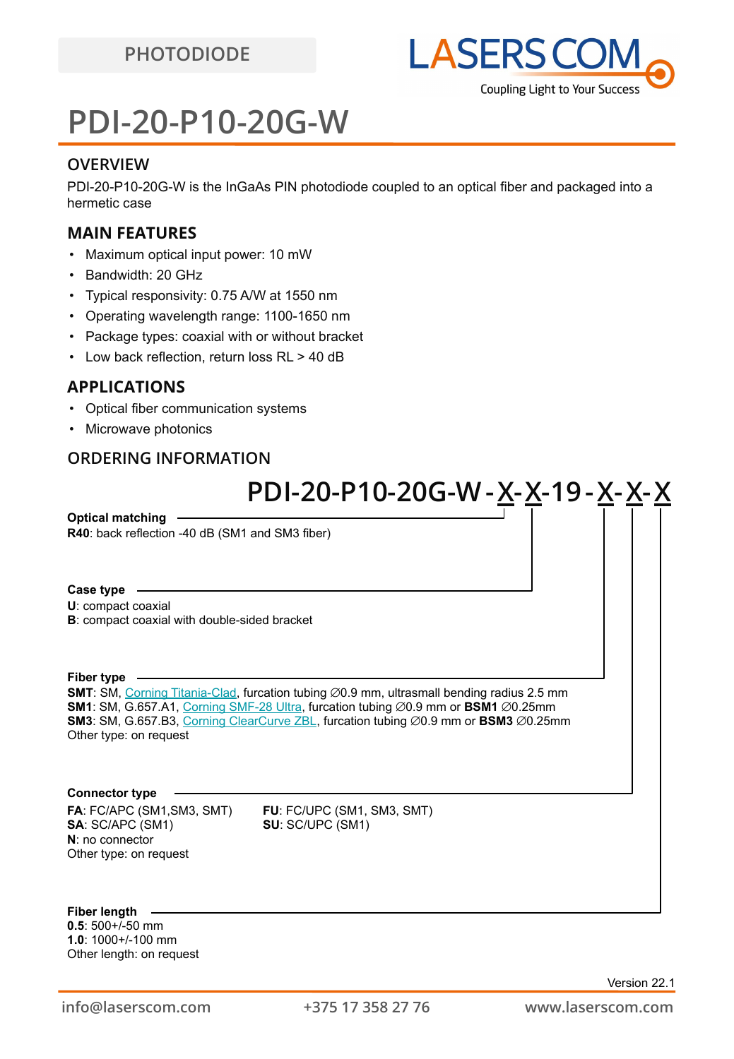PHOTODIODE

# PDI-20-P10-20G-W

## OVERVIEW

PDI-20-P10-20G-W is the InGaAs PIN photodiode coupled to an optical fiber and packaged into a hermetic case

## MAIN FEATURES

- Maximum optical input power: 10 mW
- Bandwidth: 20 GHz
- Typical responsivity: 0.75 A/W at 1550 nm
- Operating wavelength range: 1100-1650 nm
- Package types: coaxial with or without bracket
- Low back reflection, return loss RL > 40 dB

## APPLICATIONS

- Optical fiber communication systems
- Microwave photonics

## ORDERING INFORMATION

**PDI-20-P10-20G-W - X - X -19 - X - X - X**

**Optical matching**
**R40**: back reflection -40 dB (SM1 and SM3 fiber)

**Case type**
**U**: compact coaxial
**B**: compact coaxial with double-sided bracket

**Fiber type**
**SMT**: SM, Corning Titania-Clad, furcation tubing ∅0.9 mm, ultrasmall bending radius 2.5 mm
**SM1**: SM, G.657.A1, Corning SMF-28 Ultra, furcation tubing ∅0.9 mm or **BSM1** ∅0.25mm
**SM3**: SM, G.657.B3, Corning ClearCurve ZBL, furcation tubing ∅0.9 mm or **BSM3** ∅0.25mm
Other type: on request

**Connector type**
**FA**: FC/APC (SM1,SM3, SMT)
**SA**: SC/APC (SM1)
**N**: no connector
Other type: on request
**FU**: FC/UPC (SM1, SM3, SMT)
**SU**: SC/UPC (SM1)

**Fiber length**
**0.5**: 500+/-50 mm
**1.0**: 1000+/-100 mm
Other length: on request

Version 22.1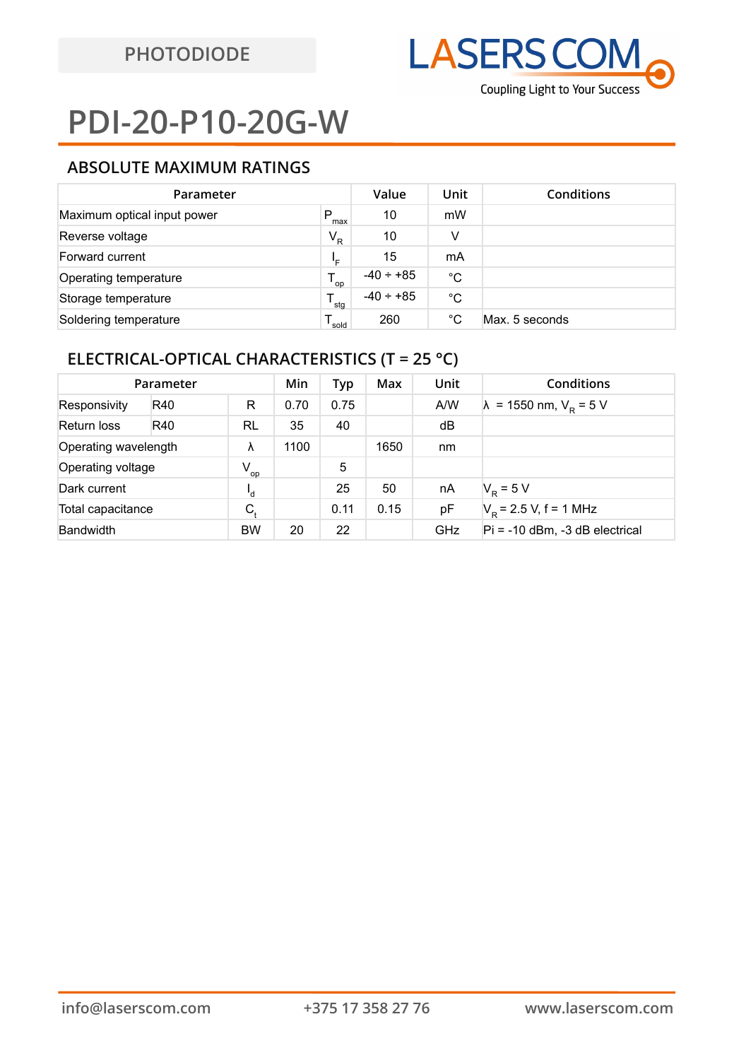PHOTODIODE

LASERS COM
Coupling Light to Your Success

# PDI-20-P10-20G-W

## ABSOLUTE MAXIMUM RATINGS

| Parameter | | Value | Unit | Conditions |
|---|---|---|---|---|
| Maximum optical input power | $P_{max}$ | 10 | mW | |
| Reverse voltage | $V_R$ | 10 | V | |
| Forward current | $I_F$ | 15 | mA | |
| Operating temperature | $T_{op}$ | -40 ÷ +85 | °C | |
| Storage temperature | $T_{stg}$ | -40 ÷ +85 | °C | |
| Soldering temperature | $T_{sold}$ | 260 | °C | Max. 5 seconds |

## ELECTRICAL-OPTICAL CHARACTERISTICS (T = 25 °C)

| Parameter | | | Min | Typ | Max | Unit | Conditions |
|---|---|---|---|---|---|---|---|
| Responsivity | R40 | R | 0.70 | 0.75 | | A/W | λ = 1550 nm, $V_R$ = 5 V |
| Return loss | R40 | RL | 35 | 40 | | dB | |
| Operating wavelength | | λ | 1100 | | 1650 | nm | |
| Operating voltage | | $V_{op}$ | | 5 | | | |
| Dark current | | $I_d$ | | 25 | 50 | nA | $V_R$ = 5 V |
| Total capacitance | | $C_t$ | | 0.11 | 0.15 | pF | $V_R$ = 2.5 V, f = 1 MHz |
| Bandwidth | | BW | 20 | 22 | | GHz | Pi = -10 dBm, -3 dB electrical |

info@laserscom.com +375 17 358 27 76 www.laserscom.com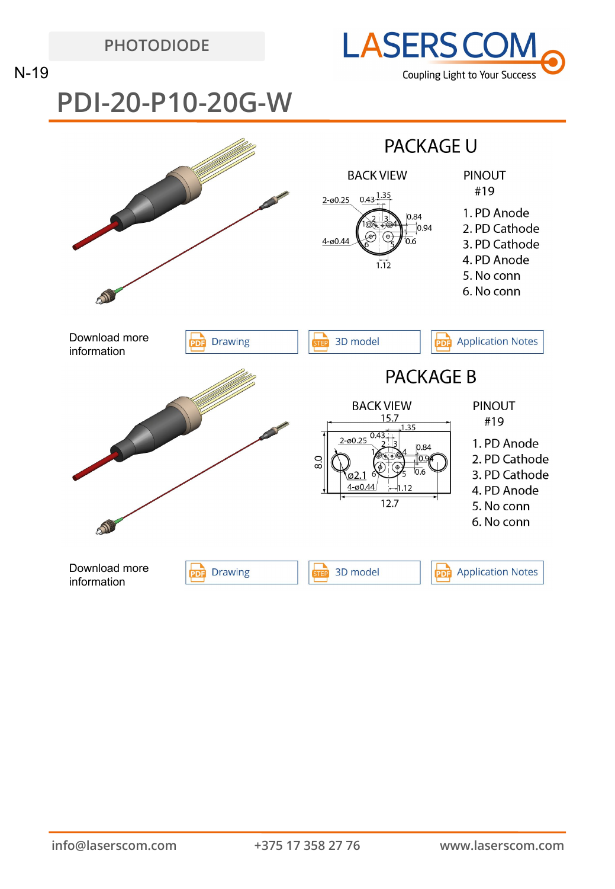PHOTODIODE

N-19

# PDI-20-P10-20G-W

## PACKAGE U

BACK VIEW

PINOUT
#19

1. PD Anode
2. PD Cathode
3. PD Cathode
4. PD Anode
5. No conn
6. No conn

Download more information

Drawing | 3D model | Application Notes

## PACKAGE B

BACK VIEW

PINOUT
#19

1. PD Anode
2. PD Cathode
3. PD Cathode
4. PD Anode
5. No conn
6. No conn

Download more information

Drawing | 3D model | Application Notes

info@laserscom.com +375 17 358 27 76 www.laserscom.com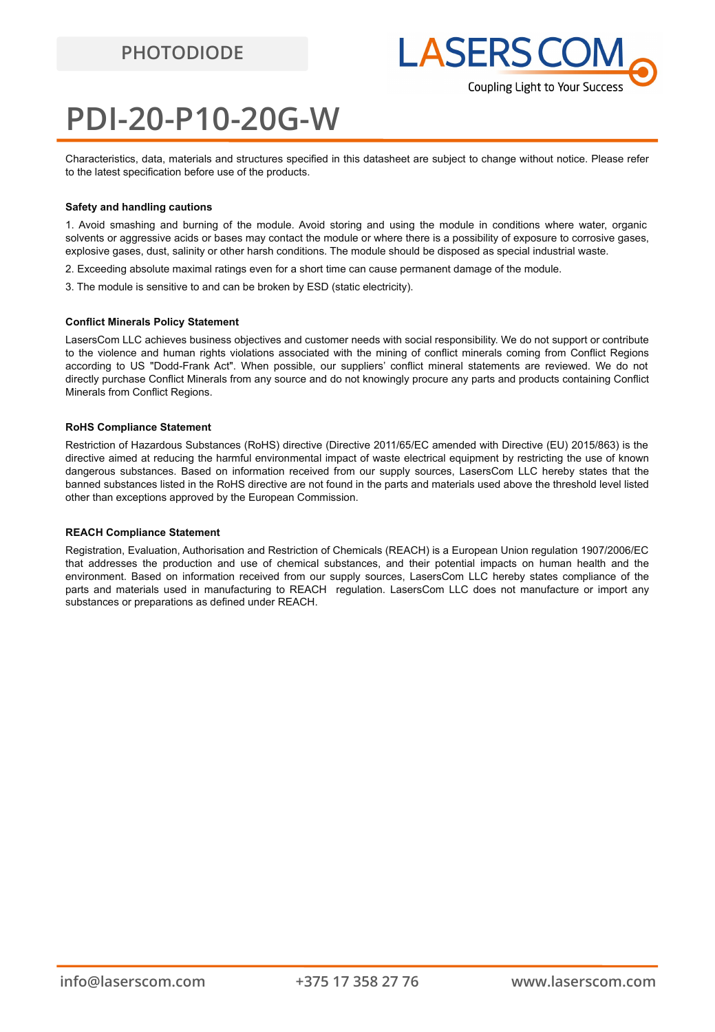# PDI-20-P10-20G-W

Characteristics, data, materials and structures specified in this datasheet are subject to change without notice. Please refer to the latest specification before use of the products.

**Safety and handling cautions**

1. Avoid smashing and burning of the module. Avoid storing and using the module in conditions where water, organic solvents or aggressive acids or bases may contact the module or where there is a possibility of exposure to corrosive gases, explosive gases, dust, salinity or other harsh conditions. The module should be disposed as special industrial waste.
2. Exceeding absolute maximal ratings even for a short time can cause permanent damage of the module.
3. The module is sensitive to and can be broken by ESD (static electricity).

**Conflict Minerals Policy Statement**

LasersCom LLC achieves business objectives and customer needs with social responsibility. We do not support or contribute to the violence and human rights violations associated with the mining of conflict minerals coming from Conflict Regions according to US "Dodd-Frank Act". When possible, our suppliers' conflict mineral statements are reviewed. We do not directly purchase Conflict Minerals from any source and do not knowingly procure any parts and products containing Conflict Minerals from Conflict Regions.

**RoHS Compliance Statement**

Restriction of Hazardous Substances (RoHS) directive (Directive 2011/65/EC amended with Directive (EU) 2015/863) is the directive aimed at reducing the harmful environmental impact of waste electrical equipment by restricting the use of known dangerous substances. Based on information received from our supply sources, LasersCom LLC hereby states that the banned substances listed in the RoHS directive are not found in the parts and materials used above the threshold level listed other than exceptions approved by the European Commission.

**REACH Compliance Statement**

Registration, Evaluation, Authorisation and Restriction of Chemicals (REACH) is a European Union regulation 1907/2006/EC that addresses the production and use of chemical substances, and their potential impacts on human health and the environment. Based on information received from our supply sources, LasersCom LLC hereby states compliance of the parts and materials used in manufacturing to REACH regulation. LasersCom LLC does not manufacture or import any substances or preparations as defined under REACH.